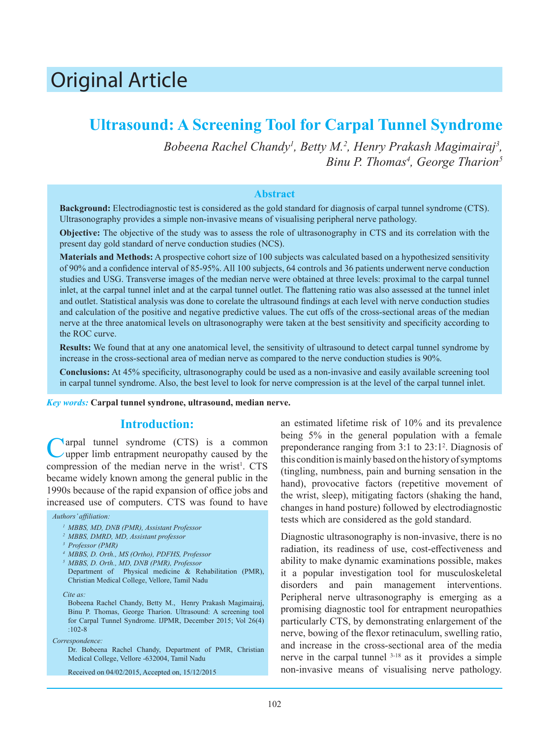# Original Article

## Ultrasound: A Screening Tool for Carpal Tunnel Syndrome

*Bobeena Rachel Chandy[1], Betty M.[2], Henry Prakash Magimairaj[3], Binu P. Thomas[4], George Tharion[5]*

### Abstract

**Background:** Electrodiagnostic test is considered as the gold standard for diagnosis of carpal tunnel syndrome (CTS). Ultrasonography provides a simple non-invasive means of visualising peripheral nerve pathology.

**Objective:** The objective of the study was to assess the role of ultrasonography in CTS and its correlation with the present day gold standard of nerve conduction studies (NCS).

**Materials and Methods:** A prospective cohort size of 100 subjects was calculated based on a hypothesized sensitivity of 90% and a confidence interval of 85-95%. All 100 subjects, 64 controls and 36 patients underwent nerve conduction studies and USG. Transverse images of the median nerve were obtained at three levels: proximal to the carpal tunnel inlet, at the carpal tunnel inlet and at the carpal tunnel outlet. The flattening ratio was also assessed at the tunnel inlet and outlet. Statistical analysis was done to corelate the ultrasound findings at each level with nerve conduction studies and calculation of the positive and negative predictive values. The cut offs of the cross-sectional areas of the median nerve at the three anatomical levels on ultrasonography were taken at the best sensitivity and specificity according to the ROC curve.

**Results:** We found that at any one anatomical level, the sensitivity of ultrasound to detect carpal tunnel syndrome by increase in the cross-sectional area of median nerve as compared to the nerve conduction studies is 90%.

**Conclusions:** At 45% specificity, ultrasonography could be used as a non-invasive and easily available screening tool in carpal tunnel syndrome. Also, the best level to look for nerve compression is at the level of the carpal tunnel inlet.

***Key words:*** **Carpal tunnel syndrone, ultrasound, median nerve.**

### Introduction:

Carpal tunnel syndrome (CTS) is a common upper limb entrapment neuropathy caused by the compression of the median nerve in the wrist[1]. CTS became widely known among the general public in the 1990s because of the rapid expansion of office jobs and increased use of computers. CTS was found to have an estimated lifetime risk of 10% and its prevalence being 5% in the general population with a female preponderance ranging from 3:1 to 23:1[2]. Diagnosis of this condition is mainly based on the history of symptoms (tingling, numbness, pain and burning sensation in the hand), provocative factors (repetitive movement of the wrist, sleep), mitigating factors (shaking the hand, changes in hand posture) followed by electrodiagnostic tests which are considered as the gold standard.

Diagnostic ultrasonography is non-invasive, there is no radiation, its readiness of use, cost-effectiveness and ability to make dynamic examinations possible, makes it a popular investigation tool for musculoskeletal disorders and pain management interventions. Peripheral nerve ultrasonography is emerging as a promising diagnostic tool for entrapment neuropathies particularly CTS, by demonstrating enlargement of the nerve, bowing of the flexor retinaculum, swelling ratio, and increase in the cross-sectional area of the media nerve in the carpal tunnel [3-18] as it provides a simple non-invasive means of visualising nerve pathology.

*Authors' affiliation:*

[1] *MBBS, MD, DNB (PMR), Assistant Professor*
[2] *MBBS, DMRD, MD, Assistant professor*
[3] *Professor (PMR)*
[4] *MBBS, D. Orth., MS (Ortho), PDFHS, Professor*
[5] *MBBS, D. Orth., MD, DNB (PMR), Professor*
Department of Physical medicine & Rehabilitation (PMR), Christian Medical College, Vellore, Tamil Nadu

*Cite as:*

Bobeena Rachel Chandy, Betty M., Henry Prakash Magimairaj, Binu P. Thomas, George Tharion. Ultrasound: A screening tool for Carpal Tunnel Syndrome. IJPMR, December 2015; Vol 26(4) :102-8

*Correspondence:*

Dr. Bobeena Rachel Chandy, Department of PMR, Christian Medical College, Vellore -632004, Tamil Nadu

Received on 04/02/2015, Accepted on, 15/12/2015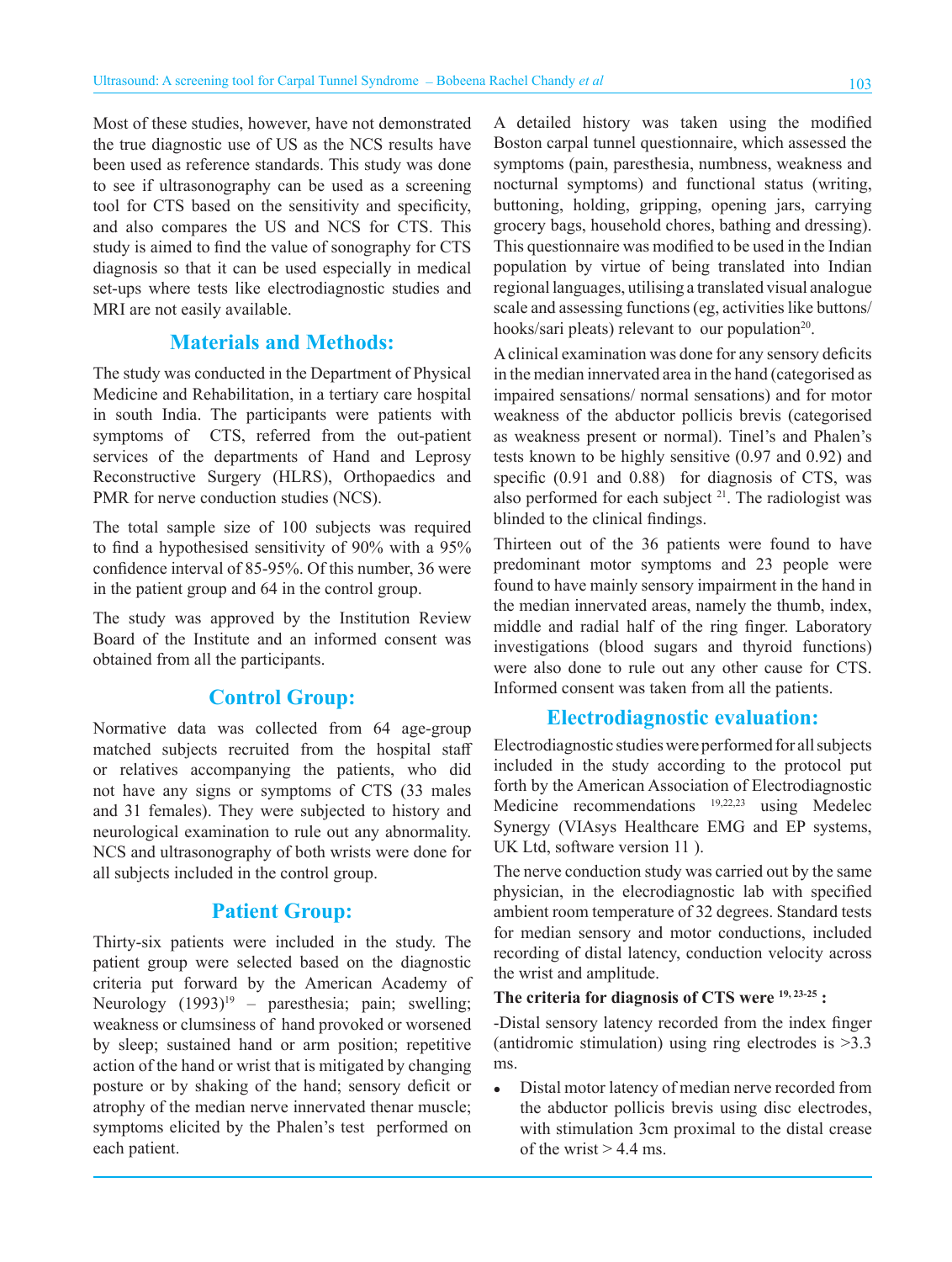Most of these studies, however, have not demonstrated the true diagnostic use of US as the NCS results have been used as reference standards. This study was done to see if ultrasonography can be used as a screening tool for CTS based on the sensitivity and specificity, and also compares the US and NCS for CTS. This study is aimed to find the value of sonography for CTS diagnosis so that it can be used especially in medical set-ups where tests like electrodiagnostic studies and MRI are not easily available.

## Materials and Methods:

The study was conducted in the Department of Physical Medicine and Rehabilitation, in a tertiary care hospital in south India. The participants were patients with symptoms of CTS, referred from the out-patient services of the departments of Hand and Leprosy Reconstructive Surgery (HLRS), Orthopaedics and PMR for nerve conduction studies (NCS).

The total sample size of 100 subjects was required to find a hypothesised sensitivity of 90% with a 95% confidence interval of 85-95%. Of this number, 36 were in the patient group and 64 in the control group.

The study was approved by the Institution Review Board of the Institute and an informed consent was obtained from all the participants.

## Control Group:

Normative data was collected from 64 age-group matched subjects recruited from the hospital staff or relatives accompanying the patients, who did not have any signs or symptoms of CTS (33 males and 31 females). They were subjected to history and neurological examination to rule out any abnormality. NCS and ultrasonography of both wrists were done for all subjects included in the control group.

## Patient Group:

Thirty-six patients were included in the study. The patient group were selected based on the diagnostic criteria put forward by the American Academy of Neurology (1993)[19] – paresthesia; pain; swelling; weakness or clumsiness of hand provoked or worsened by sleep; sustained hand or arm position; repetitive action of the hand or wrist that is mitigated by changing posture or by shaking of the hand; sensory deficit or atrophy of the median nerve innervated thenar muscle; symptoms elicited by the Phalen's test performed on each patient.

A detailed history was taken using the modified Boston carpal tunnel questionnaire, which assessed the symptoms (pain, paresthesia, numbness, weakness and nocturnal symptoms) and functional status (writing, buttoning, holding, gripping, opening jars, carrying grocery bags, household chores, bathing and dressing). This questionnaire was modified to be used in the Indian population by virtue of being translated into Indian regional languages, utilising a translated visual analogue scale and assessing functions (eg, activities like buttons/hooks/sari pleats) relevant to our population[20].

A clinical examination was done for any sensory deficits in the median innervated area in the hand (categorised as impaired sensations/ normal sensations) and for motor weakness of the abductor pollicis brevis (categorised as weakness present or normal). Tinel's and Phalen's tests known to be highly sensitive (0.97 and 0.92) and specific (0.91 and 0.88) for diagnosis of CTS, was also performed for each subject [21]. The radiologist was blinded to the clinical findings.

Thirteen out of the 36 patients were found to have predominant motor symptoms and 23 people were found to have mainly sensory impairment in the hand in the median innervated areas, namely the thumb, index, middle and radial half of the ring finger. Laboratory investigations (blood sugars and thyroid functions) were also done to rule out any other cause for CTS. Informed consent was taken from all the patients.

## Electrodiagnostic evaluation:

Electrodiagnostic studies were performed for all subjects included in the study according to the protocol put forth by the American Association of Electrodiagnostic Medicine recommendations [19,22,23] using Medelec Synergy (VIAsys Healthcare EMG and EP systems, UK Ltd, software version 11 ).

The nerve conduction study was carried out by the same physician, in the elecrodiagnostic lab with specified ambient room temperature of 32 degrees. Standard tests for median sensory and motor conductions, included recording of distal latency, conduction velocity across the wrist and amplitude.

**The criteria for diagnosis of CTS were [19, 23-25] :**

-Distal sensory latency recorded from the index finger (antidromic stimulation) using ring electrodes is >3.3 ms.

- Distal motor latency of median nerve recorded from the abductor pollicis brevis using disc electrodes, with stimulation 3cm proximal to the distal crease of the wrist > 4.4 ms.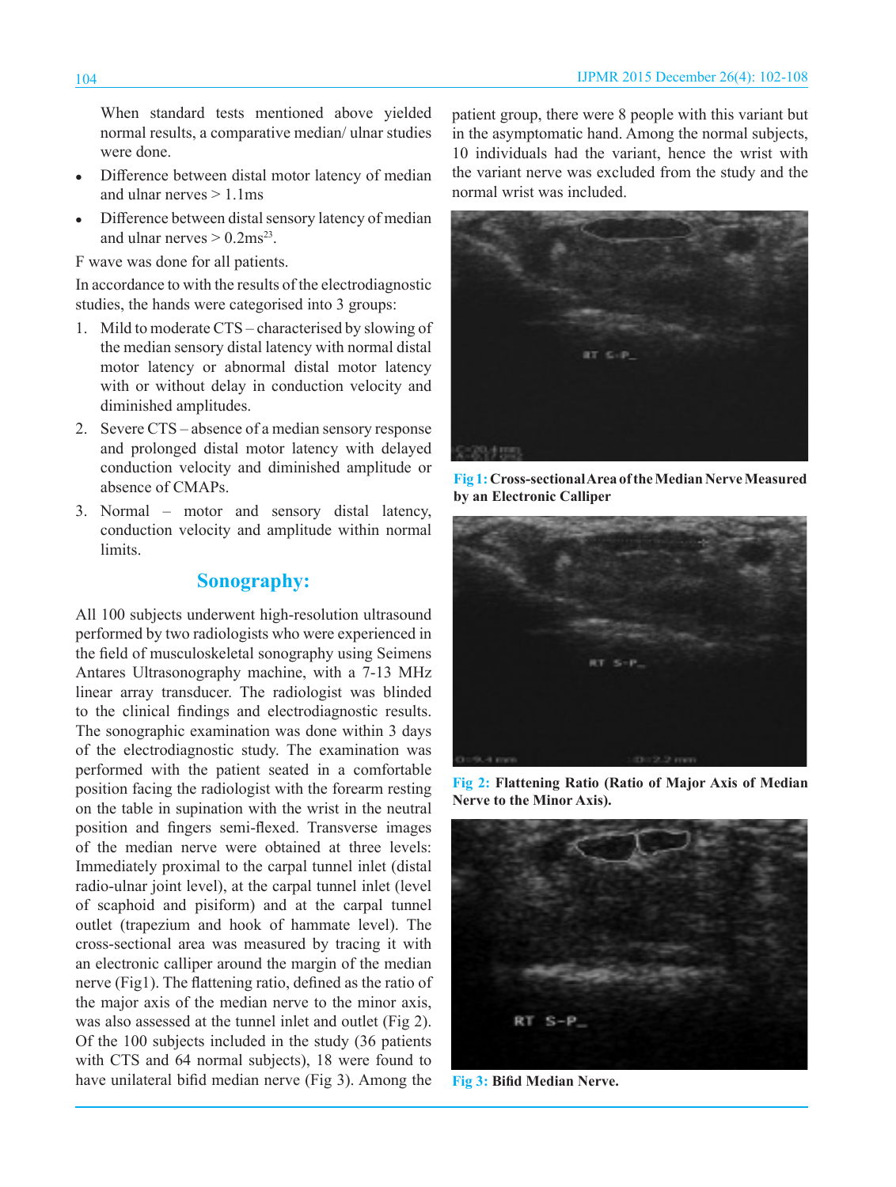When standard tests mentioned above yielded normal results, a comparative median/ ulnar studies were done.

- Difference between distal motor latency of median and ulnar nerves > 1.1ms
- Difference between distal sensory latency of median and ulnar nerves > 0.2ms[23].

F wave was done for all patients.

In accordance to with the results of the electrodiagnostic studies, the hands were categorised into 3 groups:

1. Mild to moderate CTS – characterised by slowing of the median sensory distal latency with normal distal motor latency or abnormal distal motor latency with or without delay in conduction velocity and diminished amplitudes.
2. Severe CTS – absence of a median sensory response and prolonged distal motor latency with delayed conduction velocity and diminished amplitude or absence of CMAPs.
3. Normal – motor and sensory distal latency, conduction velocity and amplitude within normal limits.

## Sonography:

All 100 subjects underwent high-resolution ultrasound performed by two radiologists who were experienced in the field of musculoskeletal sonography using Seimens Antares Ultrasonography machine, with a 7-13 MHz linear array transducer. The radiologist was blinded to the clinical findings and electrodiagnostic results. The sonographic examination was done within 3 days of the electrodiagnostic study. The examination was performed with the patient seated in a comfortable position facing the radiologist with the forearm resting on the table in supination with the wrist in the neutral position and fingers semi-flexed. Transverse images of the median nerve were obtained at three levels: Immediately proximal to the carpal tunnel inlet (distal radio-ulnar joint level), at the carpal tunnel inlet (level of scaphoid and pisiform) and at the carpal tunnel outlet (trapezium and hook of hammate level). The cross-sectional area was measured by tracing it with an electronic calliper around the margin of the median nerve (Fig1). The flattening ratio, defined as the ratio of the major axis of the median nerve to the minor axis, was also assessed at the tunnel inlet and outlet (Fig 2). Of the 100 subjects included in the study (36 patients with CTS and 64 normal subjects), 18 were found to have unilateral bifid median nerve (Fig 3). Among the patient group, there were 8 people with this variant but in the asymptomatic hand. Among the normal subjects, 10 individuals had the variant, hence the wrist with the variant nerve was excluded from the study and the normal wrist was included.

**Fig 1: Cross-sectional Area of the Median Nerve Measured by an Electronic Calliper**

**Fig 2: Flattening Ratio (Ratio of Major Axis of Median Nerve to the Minor Axis).**

**Fig 3: Bifid Median Nerve.**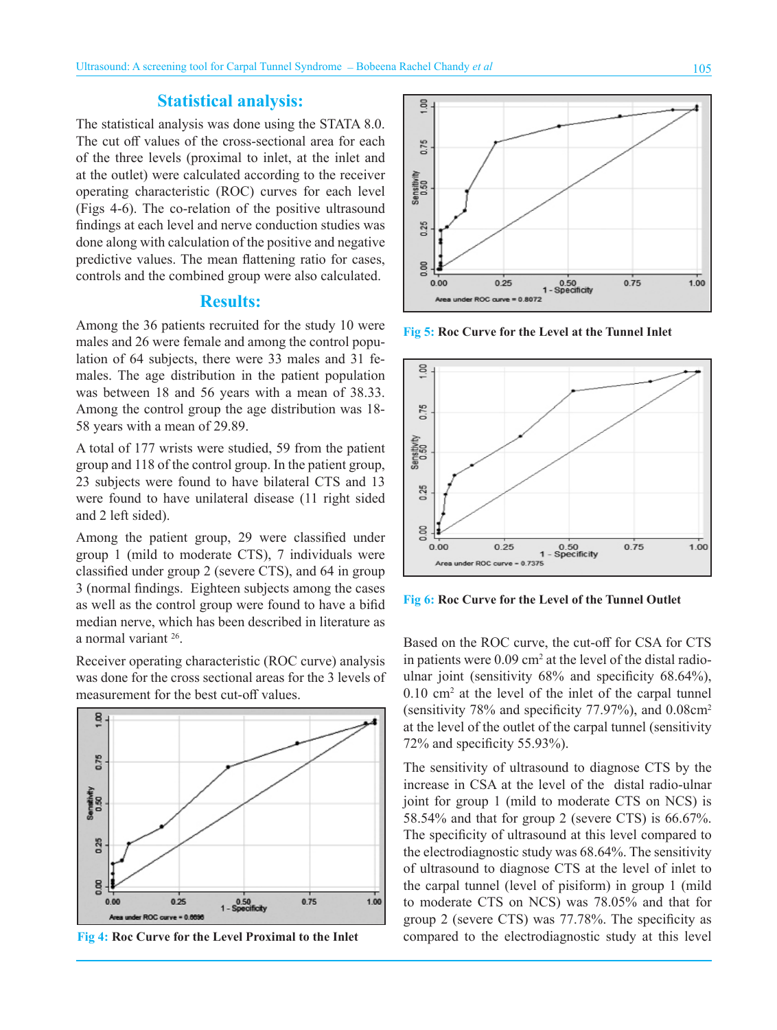## Statistical analysis:

The statistical analysis was done using the STATA 8.0. The cut off values of the cross-sectional area for each of the three levels (proximal to inlet, at the inlet and at the outlet) were calculated according to the receiver operating characteristic (ROC) curves for each level (Figs 4-6). The co-relation of the positive ultrasound findings at each level and nerve conduction studies was done along with calculation of the positive and negative predictive values. The mean flattening ratio for cases, controls and the combined group were also calculated.

## Results:

Among the 36 patients recruited for the study 10 were males and 26 were female and among the control population of 64 subjects, there were 33 males and 31 females. The age distribution in the patient population was between 18 and 56 years with a mean of 38.33. Among the control group the age distribution was 18-58 years with a mean of 29.89.

A total of 177 wrists were studied, 59 from the patient group and 118 of the control group. In the patient group, 23 subjects were found to have bilateral CTS and 13 were found to have unilateral disease (11 right sided and 2 left sided).

Among the patient group, 29 were classified under group 1 (mild to moderate CTS), 7 individuals were classified under group 2 (severe CTS), and 64 in group 3 (normal findings. Eighteen subjects among the cases as well as the control group were found to have a bifid median nerve, which has been described in literature as a normal variant [26].

Receiver operating characteristic (ROC curve) analysis was done for the cross sectional areas for the 3 levels of measurement for the best cut-off values.

Area under ROC curve = 0.6696

**Fig 4:** Roc Curve for the Level Proximal to the Inlet

Area under ROC curve = 0.8072

**Fig 5:** Roc Curve for the Level at the Tunnel Inlet

Area under ROC curve = 0.7375

**Fig 6:** Roc Curve for the Level of the Tunnel Outlet

Based on the ROC curve, the cut-off for CSA for CTS in patients were 0.09 $cm^2$ at the level of the distal radio-ulnar joint (sensitivity 68% and specificity 68.64%), 0.10 $cm^2$ at the level of the inlet of the carpal tunnel (sensitivity 78% and specificity 77.97%), and 0.08$cm^2$ at the level of the outlet of the carpal tunnel (sensitivity 72% and specificity 55.93%).

The sensitivity of ultrasound to diagnose CTS by the increase in CSA at the level of the distal radio-ulnar joint for group 1 (mild to moderate CTS on NCS) is 58.54% and that for group 2 (severe CTS) is 66.67%. The specificity of ultrasound at this level compared to the electrodiagnostic study was 68.64%. The sensitivity of ultrasound to diagnose CTS at the level of inlet to the carpal tunnel (level of pisiform) in group 1 (mild to moderate CTS on NCS) was 78.05% and that for group 2 (severe CTS) was 77.78%. The specificity as compared to the electrodiagnostic study at this level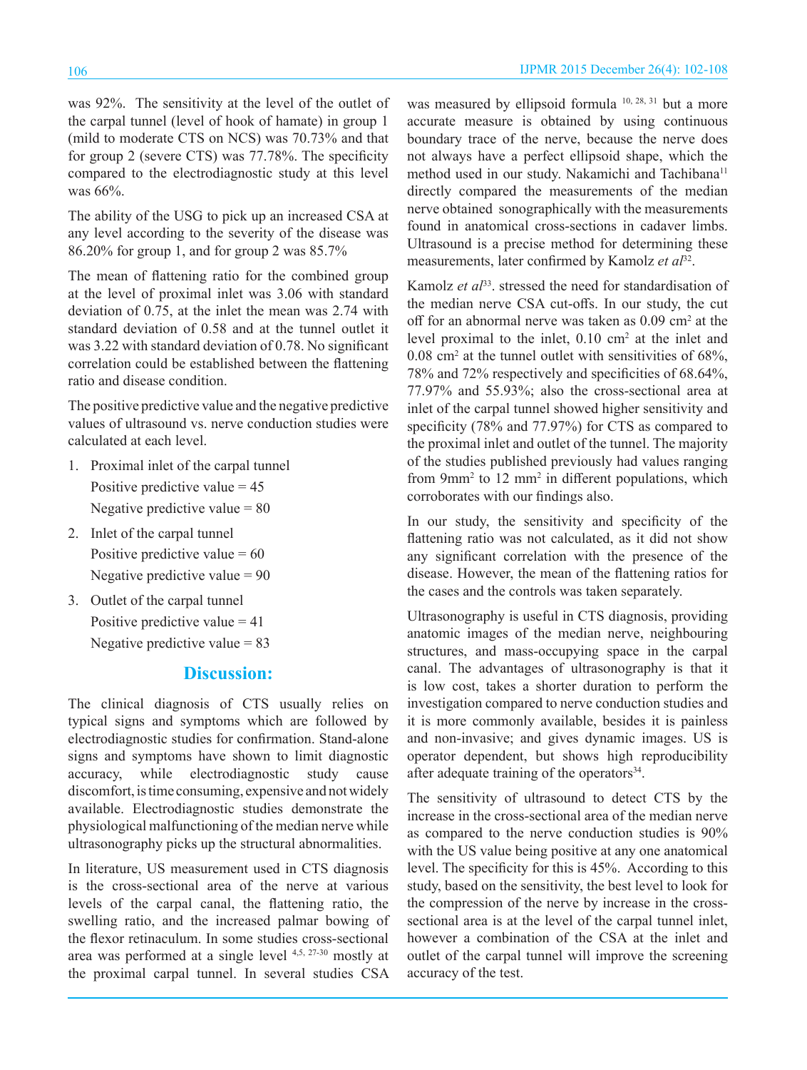was 92%. The sensitivity at the level of the outlet of the carpal tunnel (level of hook of hamate) in group 1 (mild to moderate CTS on NCS) was 70.73% and that for group 2 (severe CTS) was 77.78%. The specificity compared to the electrodiagnostic study at this level was 66%.

The ability of the USG to pick up an increased CSA at any level according to the severity of the disease was 86.20% for group 1, and for group 2 was 85.7%

The mean of flattening ratio for the combined group at the level of proximal inlet was 3.06 with standard deviation of 0.75, at the inlet the mean was 2.74 with standard deviation of 0.58 and at the tunnel outlet it was 3.22 with standard deviation of 0.78. No significant correlation could be established between the flattening ratio and disease condition.

The positive predictive value and the negative predictive values of ultrasound vs. nerve conduction studies were calculated at each level.

1. Proximal inlet of the carpal tunnel
   Positive predictive value = 45
   Negative predictive value = 80
2. Inlet of the carpal tunnel
   Positive predictive value = 60
   Negative predictive value = 90
3. Outlet of the carpal tunnel
   Positive predictive value = 41
   Negative predictive value = 83

## Discussion:

The clinical diagnosis of CTS usually relies on typical signs and symptoms which are followed by electrodiagnostic studies for confirmation. Stand-alone signs and symptoms have shown to limit diagnostic accuracy, while electrodiagnostic study cause discomfort, is time consuming, expensive and not widely available. Electrodiagnostic studies demonstrate the physiological malfunctioning of the median nerve while ultrasonography picks up the structural abnormalities.

In literature, US measurement used in CTS diagnosis is the cross-sectional area of the nerve at various levels of the carpal canal, the flattening ratio, the swelling ratio, and the increased palmar bowing of the flexor retinaculum. In some studies cross-sectional area was performed at a single level [4,5, 27-30] mostly at the proximal carpal tunnel. In several studies CSA was measured by ellipsoid formula [10, 28, 31] but a more accurate measure is obtained by using continuous boundary trace of the nerve, because the nerve does not always have a perfect ellipsoid shape, which the method used in our study. Nakamichi and Tachibana[11] directly compared the measurements of the median nerve obtained sonographically with the measurements found in anatomical cross-sections in cadaver limbs. Ultrasound is a precise method for determining these measurements, later confirmed by Kamolz *et al*[32].

Kamolz *et al*[33]. stressed the need for standardisation of the median nerve CSA cut-offs. In our study, the cut off for an abnormal nerve was taken as 0.09 $cm^2$ at the level proximal to the inlet, 0.10 $cm^2$ at the inlet and 0.08 $cm^2$ at the tunnel outlet with sensitivities of 68%, 78% and 72% respectively and specificities of 68.64%, 77.97% and 55.93%; also the cross-sectional area at inlet of the carpal tunnel showed higher sensitivity and specificity (78% and 77.97%) for CTS as compared to the proximal inlet and outlet of the tunnel. The majority of the studies published previously had values ranging from 9$mm^2$ to 12 $mm^2$ in different populations, which corroborates with our findings also.

In our study, the sensitivity and specificity of the flattening ratio was not calculated, as it did not show any significant correlation with the presence of the disease. However, the mean of the flattening ratios for the cases and the controls was taken separately.

Ultrasonography is useful in CTS diagnosis, providing anatomic images of the median nerve, neighbouring structures, and mass-occupying space in the carpal canal. The advantages of ultrasonography is that it is low cost, takes a shorter duration to perform the investigation compared to nerve conduction studies and it is more commonly available, besides it is painless and non-invasive; and gives dynamic images. US is operator dependent, but shows high reproducibility after adequate training of the operators[34].

The sensitivity of ultrasound to detect CTS by the increase in the cross-sectional area of the median nerve as compared to the nerve conduction studies is 90% with the US value being positive at any one anatomical level. The specificity for this is 45%. According to this study, based on the sensitivity, the best level to look for the compression of the nerve by increase in the cross-sectional area is at the level of the carpal tunnel inlet, however a combination of the CSA at the inlet and outlet of the carpal tunnel will improve the screening accuracy of the test.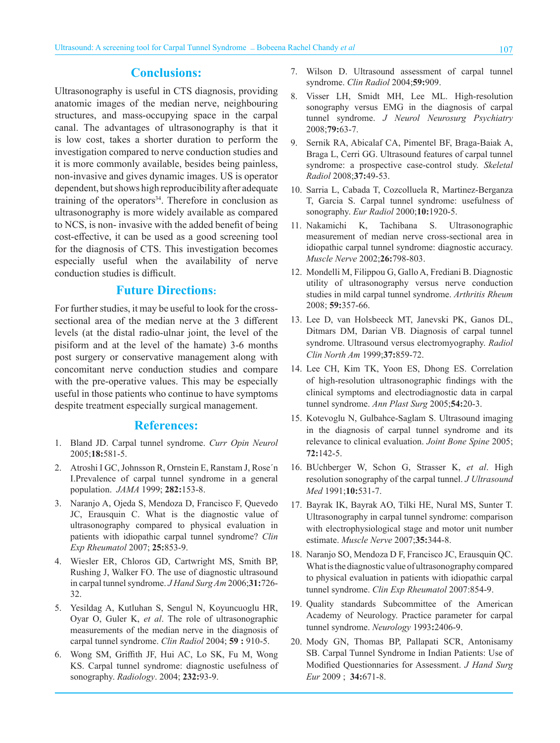## Conclusions:

Ultrasonography is useful in CTS diagnosis, providing anatomic images of the median nerve, neighbouring structures, and mass-occupying space in the carpal canal. The advantages of ultrasonography is that it is low cost, takes a shorter duration to perform the investigation compared to nerve conduction studies and it is more commonly available, besides being painless, non-invasive and gives dynamic images. US is operator dependent, but shows high reproducibility after adequate training of the operators[34]. Therefore in conclusion as ultrasonography is more widely available as compared to NCS, is non- invasive with the added benefit of being cost-effective, it can be used as a good screening tool for the diagnosis of CTS. This investigation becomes especially useful when the availability of nerve conduction studies is difficult.

## Future Directions:

For further studies, it may be useful to look for the cross-sectional area of the median nerve at the 3 different levels (at the distal radio-ulnar joint, the level of the pisiform and at the level of the hamate) 3-6 months post surgery or conservative management along with concomitant nerve conduction studies and compare with the pre-operative values. This may be especially useful in those patients who continue to have symptoms despite treatment especially surgical management.

## References:

1. Bland JD. Carpal tunnel syndrome. *Curr Opin Neurol* 2005;**18:**581-5.
2. Atroshi I GC, Johnsson R, Ornstein E, Ranstam J, Rose´n I.Prevalence of carpal tunnel syndrome in a general population. *JAMA* 1999; **282:**153-8.
3. Naranjo A, Ojeda S, Mendoza D, Francisco F, Quevedo JC, Erausquin C. What is the diagnostic value of ultrasonography compared to physical evaluation in patients with idiopathic carpal tunnel syndrome? *Clin Exp Rheumatol* 2007; **25:**853-9.
4. Wiesler ER, Chloros GD, Cartwright MS, Smith BP, Rushing J, Walker FO. The use of diagnostic ultrasound in carpal tunnel syndrome. *J Hand Surg Am* 2006;**31:**726-32.
5. Yesildag A, Kutluhan S, Sengul N, Koyuncuoglu HR, Oyar O, Guler K, *et al*. The role of ultrasonographic measurements of the median nerve in the diagnosis of carpal tunnel syndrome. *Clin Radiol* 2004; **59 :** 910-5.
6. Wong SM, Griffith JF, Hui AC, Lo SK, Fu M, Wong KS. Carpal tunnel syndrome: diagnostic usefulness of sonography. *Radiology*. 2004; **232:**93-9.
7. Wilson D. Ultrasound assessment of carpal tunnel syndrome. *Clin Radiol* 2004;**59:**909.
8. Visser LH, Smidt MH, Lee ML. High-resolution sonography versus EMG in the diagnosis of carpal tunnel syndrome. *J Neurol Neurosurg Psychiatry* 2008;**79:**63-7.
9. Sernik RA, Abicalaf CA, Pimentel BF, Braga-Baiak A, Braga L, Cerri GG. Ultrasound features of carpal tunnel syndrome: a prospective case-control study. *Skeletal Radiol* 2008;**37:**49-53.
10. Sarria L, Cabada T, Cozcolluela R, Martinez-Berganza T, Garcia S. Carpal tunnel syndrome: usefulness of sonography. *Eur Radiol* 2000;**10:**1920-5.
11. Nakamichi K, Tachibana S. Ultrasonographic measurement of median nerve cross-sectional area in idiopathic carpal tunnel syndrome: diagnostic accuracy. *Muscle Nerve* 2002;**26:**798-803.
12. Mondelli M, Filippou G, Gallo A, Frediani B. Diagnostic utility of ultrasonography versus nerve conduction studies in mild carpal tunnel syndrome. *Arthritis Rheum* 2008; **59:**357-66.
13. Lee D, van Holsbeeck MT, Janevski PK, Ganos DL, Ditmars DM, Darian VB. Diagnosis of carpal tunnel syndrome. Ultrasound versus electromyography. *Radiol Clin North Am* 1999;**37:**859-72.
14. Lee CH, Kim TK, Yoon ES, Dhong ES. Correlation of high-resolution ultrasonographic findings with the clinical symptoms and electrodiagnostic data in carpal tunnel syndrome. *Ann Plast Surg* 2005;**54:**20-3.
15. Kotevoglu N, Gulbahce-Saglam S. Ultrasound imaging in the diagnosis of carpal tunnel syndrome and its relevance to clinical evaluation. *Joint Bone Spine* 2005; **72:**142-5.
16. BUchberger W, Schon G, Strasser K, *et al*. High resolution sonography of the carpal tunnel. *J Ultrasound Med* 1991;**10:**531-7.
17. Bayrak IK, Bayrak AO, Tilki HE, Nural MS, Sunter T. Ultrasonography in carpal tunnel syndrome: comparison with electrophysiological stage and motor unit number estimate. *Muscle Nerve* 2007;**35:**344-8.
18. Naranjo SO, Mendoza D F, Francisco JC, Erausquin QC. What is the diagnostic value of ultrasonography compared to physical evaluation in patients with idiopathic carpal tunnel syndrome. *Clin Exp Rheumatol* 2007:854-9.
19. Quality standards Subcommittee of the American Academy of Neurology. Practice parameter for carpal tunnel syndrome. *Neurology* 1993**:**2406-9.
20. Mody GN, Thomas BP, Pallapati SCR, Antonisamy SB. Carpal Tunnel Syndrome in Indian Patients: Use of Modified Questionnaries for Assessment. *J Hand Surg Eur* 2009 ; **34:**671-8.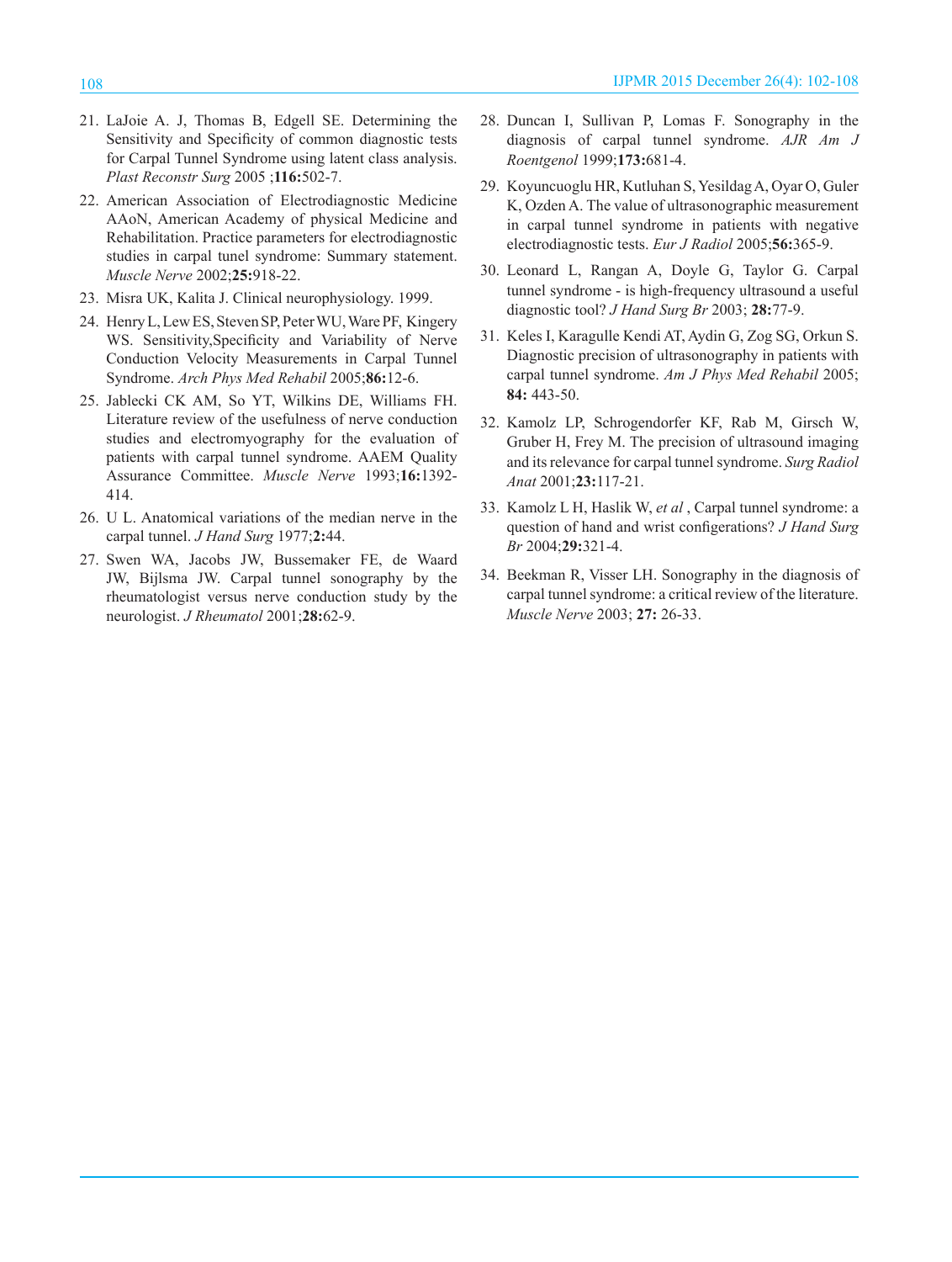21. LaJoie A. J, Thomas B, Edgell SE. Determining the Sensitivity and Specificity of common diagnostic tests for Carpal Tunnel Syndrome using latent class analysis. *Plast Reconstr Surg* 2005 ;**116:**502-7.
22. American Association of Electrodiagnostic Medicine AAoN, American Academy of physical Medicine and Rehabilitation. Practice parameters for electrodiagnostic studies in carpal tunel syndrome: Summary statement. *Muscle Nerve* 2002;**25:**918-22.
23. Misra UK, Kalita J. Clinical neurophysiology. 1999.
24. Henry L, Lew ES, Steven SP, Peter WU, Ware PF, Kingery WS. Sensitivity,Specificity and Variability of Nerve Conduction Velocity Measurements in Carpal Tunnel Syndrome. *Arch Phys Med Rehabil* 2005;**86:**12-6.
25. Jablecki CK AM, So YT, Wilkins DE, Williams FH. Literature review of the usefulness of nerve conduction studies and electromyography for the evaluation of patients with carpal tunnel syndrome. AAEM Quality Assurance Committee. *Muscle Nerve* 1993;**16:**1392-414.
26. U L. Anatomical variations of the median nerve in the carpal tunnel. *J Hand Surg* 1977;**2:**44.
27. Swen WA, Jacobs JW, Bussemaker FE, de Waard JW, Bijlsma JW. Carpal tunnel sonography by the rheumatologist versus nerve conduction study by the neurologist. *J Rheumatol* 2001;**28:**62-9.
28. Duncan I, Sullivan P, Lomas F. Sonography in the diagnosis of carpal tunnel syndrome. *AJR Am J Roentgenol* 1999;**173:**681-4.
29. Koyuncuoglu HR, Kutluhan S, Yesildag A, Oyar O, Guler K, Ozden A. The value of ultrasonographic measurement in carpal tunnel syndrome in patients with negative electrodiagnostic tests. *Eur J Radiol* 2005;**56:**365-9.
30. Leonard L, Rangan A, Doyle G, Taylor G. Carpal tunnel syndrome - is high-frequency ultrasound a useful diagnostic tool? *J Hand Surg Br* 2003; **28:**77-9.
31. Keles I, Karagulle Kendi AT, Aydin G, Zog SG, Orkun S. Diagnostic precision of ultrasonography in patients with carpal tunnel syndrome. *Am J Phys Med Rehabil* 2005; **84:** 443-50.
32. Kamolz LP, Schrogendorfer KF, Rab M, Girsch W, Gruber H, Frey M. The precision of ultrasound imaging and its relevance for carpal tunnel syndrome. *Surg Radiol Anat* 2001;**23:**117-21.
33. Kamolz L H, Haslik W, *et al* , Carpal tunnel syndrome: a question of hand and wrist configerations? *J Hand Surg Br* 2004;**29:**321-4.
34. Beekman R, Visser LH. Sonography in the diagnosis of carpal tunnel syndrome: a critical review of the literature. *Muscle Nerve* 2003; **27:** 26-33.